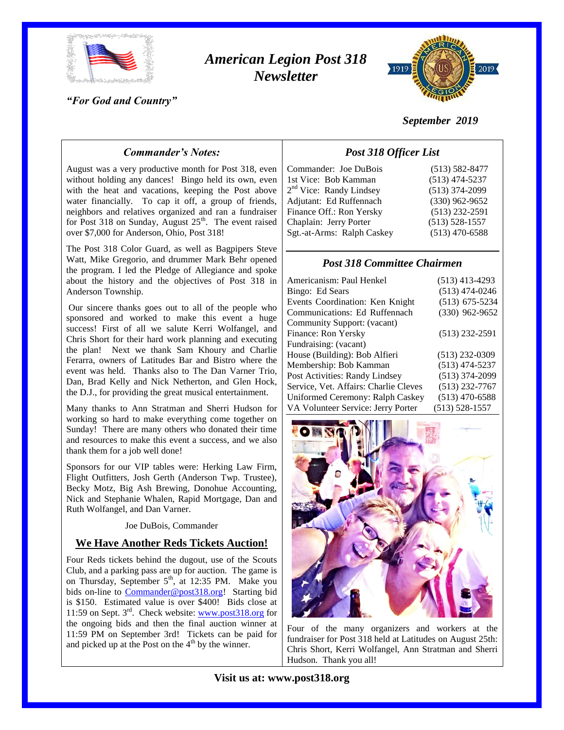# *American Legion Post 318 Newsletter*

*"For God and Country"*

*September 2019*

## *Commander's Notes:*

August was a very productive month for Post 318, even without holding any dances! Bingo held its own, even with the heat and vacations, keeping the Post above water financially. To cap it off, a group of friends, neighbors and relatives organized and ran a fundraiser for Post 318 on Sunday, August 25th. The event raised over $7,000 for Anderson, Ohio, Post 318!

The Post 318 Color Guard, as well as Bagpipers Steve Watt, Mike Gregorio, and drummer Mark Behr opened the program. I led the Pledge of Allegiance and spoke about the history and the objectives of Post 318 in Anderson Township.

Our sincere thanks goes out to all of the people who sponsored and worked to make this event a huge success! First of all we salute Kerri Wolfangel, and Chris Short for their hard work planning and executing the plan! Next we thank Sam Khoury and Charlie Ferarra, owners of Latitudes Bar and Bistro where the event was held. Thanks also to The Dan Varner Trio, Dan, Brad Kelly and Nick Netherton, and Glen Hock, the D.J., for providing the great musical entertainment.

Many thanks to Ann Stratman and Sherri Hudson for working so hard to make everything come together on Sunday! There are many others who donated their time and resources to make this event a success, and we also thank them for a job well done!

Sponsors for our VIP tables were: Herking Law Firm, Flight Outfitters, Josh Gerth (Anderson Twp. Trustee), Becky Motz, Big Ash Brewing, Donohue Accounting, Nick and Stephanie Whalen, Rapid Mortgage, Dan and Ruth Wolfangel, and Dan Varner.

Joe DuBois, Commander

## We Have Another Reds Tickets Auction!

Four Reds tickets behind the dugout, use of the Scouts Club, and a parking pass are up for auction. The game is on Thursday, September 5th, at 12:35 PM. Make you bids on-line to Commander@post318.org! Starting bid is $150. Estimated value is over $400! Bids close at 11:59 on Sept. 3rd. Check website: www.post318.org for the ongoing bids and then the final auction winner at 11:59 PM on September 3rd! Tickets can be paid for and picked up at the Post on the 4th by the winner.

## *Post 318 Officer List*

| Officer | Phone |
|---|---|
| Commander: Joe DuBois | (513) 582-8477 |
| 1st Vice: Bob Kamman | (513) 474-5237 |
| 2nd Vice: Randy Lindsey | (513) 374-2099 |
| Adjutant: Ed Ruffennach | (330) 962-9652 |
| Finance Off.: Ron Yersky | (513) 232-2591 |
| Chaplain: Jerry Porter | (513) 528-1557 |
| Sgt.-at-Arms: Ralph Caskey | (513) 470-6588 |

## *Post 318 Committee Chairmen*

| Committee | Phone |
|---|---|
| Americanism: Paul Henkel | (513) 413-4293 |
| Bingo: Ed Sears | (513) 474-0246 |
| Events Coordination: Ken Knight | (513) 675-5234 |
| Communications: Ed Ruffennach | (330) 962-9652 |
| Community Support: (vacant) | |
| Finance: Ron Yersky | (513) 232-2591 |
| Fundraising: (vacant) | |
| House (Building): Bob Alfieri | (513) 232-0309 |
| Membership: Bob Kamman | (513) 474-5237 |
| Post Activities: Randy Lindsey | (513) 374-2099 |
| Service, Vet. Affairs: Charlie Cleves | (513) 232-7767 |
| Uniformed Ceremony: Ralph Caskey | (513) 470-6588 |
| VA Volunteer Service: Jerry Porter | (513) 528-1557 |

Four of the many organizers and workers at the fundraiser for Post 318 held at Latitudes on August 25th: Chris Short, Kerri Wolfangel, Ann Stratman and Sherri Hudson. Thank you all!

**Visit us at: www.post318.org**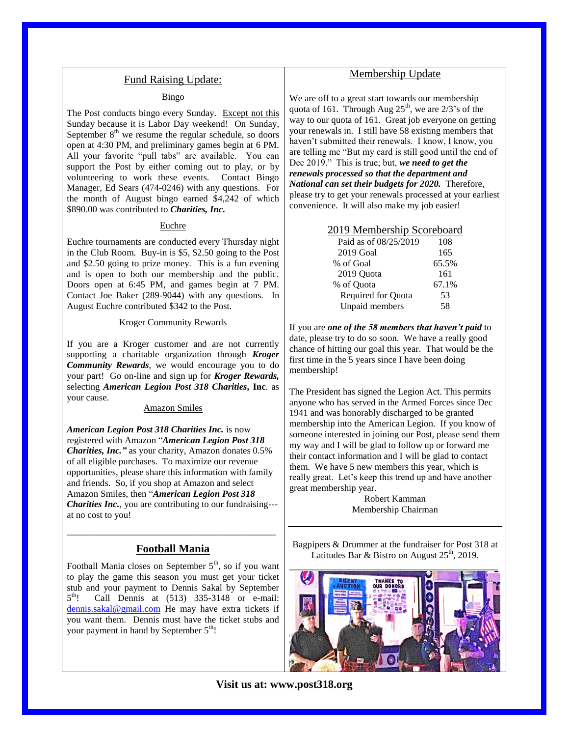## Fund Raising Update:

### Bingo

The Post conducts bingo every Sunday. Except not this Sunday because it is Labor Day weekend! On Sunday, September 8th we resume the regular schedule, so doors open at 4:30 PM, and preliminary games begin at 6 PM. All your favorite "pull tabs" are available. You can support the Post by either coming out to play, or by volunteering to work these events. Contact Bingo Manager, Ed Sears (474-0246) with any questions. For the month of August bingo earned $4,242 of which $890.00 was contributed to ***Charities, Inc.***

### Euchre

Euchre tournaments are conducted every Thursday night in the Club Room. Buy-in is $5, $2.50 going to the Post and $2.50 going to prize money. This is a fun evening and is open to both our membership and the public. Doors open at 6:45 PM, and games begin at 7 PM. Contact Joe Baker (289-9044) with any questions. In August Euchre contributed $342 to the Post.

### Kroger Community Rewards

If you are a Kroger customer and are not currently supporting a charitable organization through ***Kroger Community Rewards***, we would encourage you to do your part! Go on-line and sign up for ***Kroger Rewards,*** selecting ***American Legion Post 318 Charities***, **Inc**. as your cause.

### Amazon Smiles

***American Legion Post 318 Charities Inc.*** is now registered with Amazon "***American Legion Post 318 Charities, Inc."*** as your charity, Amazon donates 0.5% of all eligible purchases. To maximize our revenue opportunities, please share this information with family and friends. So, if you shop at Amazon and select Amazon Smiles, then "***American Legion Post 318 Charities Inc.***, you are contributing to our fundraising---at no cost to you!

## Football Mania

Football Mania closes on September 5th, so if you want to play the game this season you must get your ticket stub and your payment to Dennis Sakal by September 5th! Call Dennis at (513) 335-3148 or e-mail: dennis.sakal@gmail.com He may have extra tickets if you want them. Dennis must have the ticket stubs and your payment in hand by September 5th!

## Membership Update

We are off to a great start towards our membership quota of 161. Through Aug 25th, we are 2/3's of the way to our quota of 161. Great job everyone on getting your renewals in. I still have 58 existing members that haven't submitted their renewals. I know, I know, you are telling me "But my card is still good until the end of Dec 2019." This is true; but, ***we need to get the renewals processed so that the department and National can set their budgets for 2020.*** Therefore, please try to get your renewals processed at your earliest convenience. It will also make my job easier!

### 2019 Membership Scoreboard

| | |
|---|---|
| Paid as of 08/25/2019 | 108 |
| 2019 Goal | 165 |
| % of Goal | 65.5% |
| 2019 Quota | 161 |
| % of Quota | 67.1% |
| Required for Quota | 53 |
| Unpaid members | 58 |

If you are ***one of the 58 members that haven't paid*** to date, please try to do so soon. We have a really good chance of hitting our goal this year. That would be the first time in the 5 years since I have been doing membership!

The President has signed the Legion Act. This permits anyone who has served in the Armed Forces since Dec 1941 and was honorably discharged to be granted membership into the American Legion. If you know of someone interested in joining our Post, please send them my way and I will be glad to follow up or forward me their contact information and I will be glad to contact them. We have 5 new members this year, which is really great. Let's keep this trend up and have another great membership year.

Robert Kamman
Membership Chairman

Bagpipers & Drummer at the fundraiser for Post 318 at Latitudes Bar & Bistro on August 25th, 2019.

**Visit us at: www.post318.org**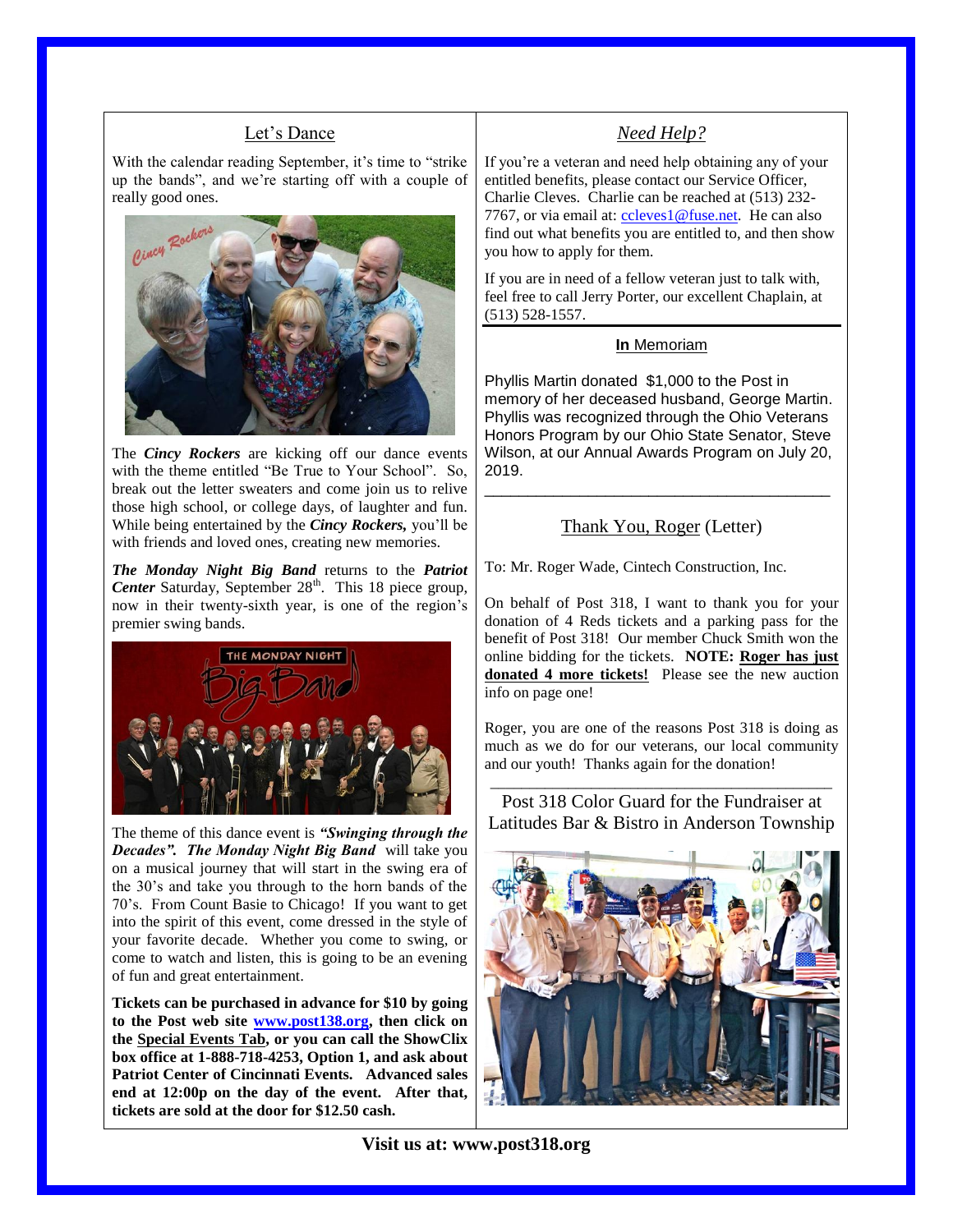## Let's Dance

With the calendar reading September, it's time to "strike up the bands", and we're starting off with a couple of really good ones.

The ***Cincy Rockers*** are kicking off our dance events with the theme entitled "Be True to Your School". So, break out the letter sweaters and come join us to relive those high school, or college days, of laughter and fun. While being entertained by the ***Cincy Rockers,*** you'll be with friends and loved ones, creating new memories.

***The Monday Night Big Band*** returns to the ***Patriot Center*** Saturday, September 28th. This 18 piece group, now in their twenty-sixth year, is one of the region's premier swing bands.

The theme of this dance event is ***"Swinging through the Decades". The Monday Night Big Band*** will take you on a musical journey that will start in the swing era of the 30's and take you through to the horn bands of the 70's. From Count Basie to Chicago! If you want to get into the spirit of this event, come dressed in the style of your favorite decade. Whether you come to swing, or come to watch and listen, this is going to be an evening of fun and great entertainment.

**Tickets can be purchased in advance for $10 by going to the Post web site www.post138.org, then click on the Special Events Tab, or you can call the ShowClix box office at 1-888-718-4253, Option 1, and ask about Patriot Center of Cincinnati Events. Advanced sales end at 12:00p on the day of the event. After that, tickets are sold at the door for $12.50 cash.**

## *Need Help?*

If you're a veteran and need help obtaining any of your entitled benefits, please contact our Service Officer, Charlie Cleves. Charlie can be reached at (513) 232-7767, or via email at: ccleves1@fuse.net. He can also find out what benefits you are entitled to, and then show you how to apply for them.

If you are in need of a fellow veteran just to talk with, feel free to call Jerry Porter, our excellent Chaplain, at (513) 528-1557.

## **In** Memoriam

Phyllis Martin donated $1,000 to the Post in memory of her deceased husband, George Martin. Phyllis was recognized through the Ohio Veterans Honors Program by our Ohio State Senator, Steve Wilson, at our Annual Awards Program on July 20, 2019.

## Thank You, Roger (Letter)

To: Mr. Roger Wade, Cintech Construction, Inc.

On behalf of Post 318, I want to thank you for your donation of 4 Reds tickets and a parking pass for the benefit of Post 318! Our member Chuck Smith won the online bidding for the tickets. **NOTE: Roger has just donated 4 more tickets!** Please see the new auction info on page one!

Roger, you are one of the reasons Post 318 is doing as much as we do for our veterans, our local community and our youth! Thanks again for the donation!

Post 318 Color Guard for the Fundraiser at Latitudes Bar & Bistro in Anderson Township

**Visit us at: www.post318.org**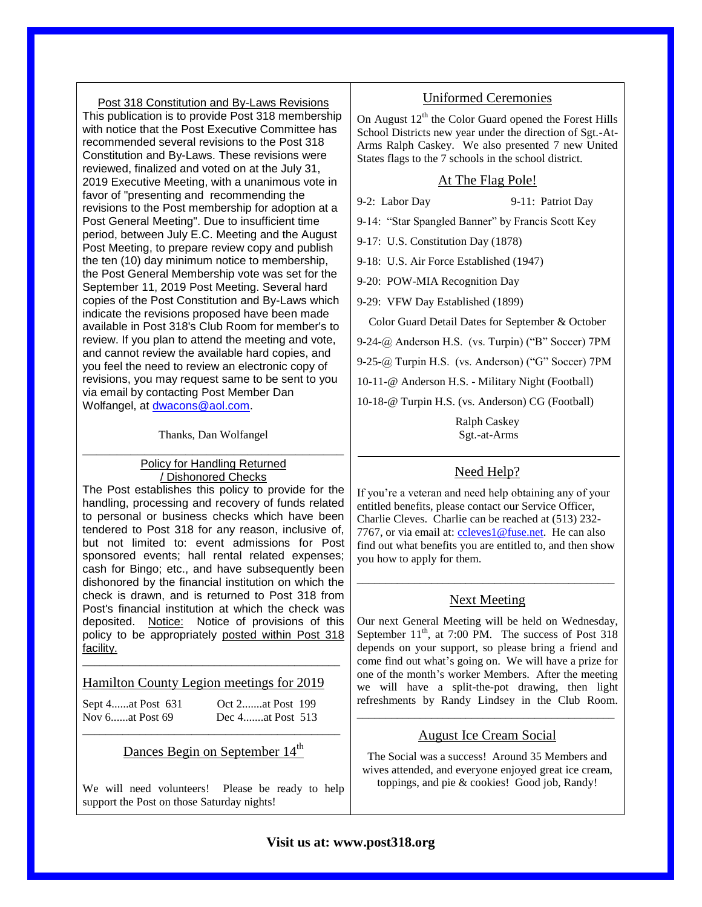## Post 318 Constitution and By-Laws Revisions

This publication is to provide Post 318 membership with notice that the Post Executive Committee has recommended several revisions to the Post 318 Constitution and By-Laws. These revisions were reviewed, finalized and voted on at the July 31, 2019 Executive Meeting, with a unanimous vote in favor of "presenting and recommending the revisions to the Post membership for adoption at a Post General Meeting". Due to insufficient time period, between July E.C. Meeting and the August Post Meeting, to prepare review copy and publish the ten (10) day minimum notice to membership, the Post General Membership vote was set for the September 11, 2019 Post Meeting. Several hard copies of the Post Constitution and By-Laws which indicate the revisions proposed have been made available in Post 318's Club Room for member's to review. If you plan to attend the meeting and vote, and cannot review the available hard copies, and you feel the need to review an electronic copy of revisions, you may request same to be sent to you via email by contacting Post Member Dan Wolfangel, at dwacons@aol.com.

Thanks, Dan Wolfangel

---

## Policy for Handling Returned / Dishonored Checks

The Post establishes this policy to provide for the handling, processing and recovery of funds related to personal or business checks which have been tendered to Post 318 for any reason, inclusive of, but not limited to: event admissions for Post sponsored events; hall rental related expenses; cash for Bingo; etc., and have subsequently been dishonored by the financial institution on which the check is drawn, and is returned to Post 318 from Post's financial institution at which the check was deposited. Notice: Notice of provisions of this policy to be appropriately posted within Post 318 facility.

---

## Hamilton County Legion meetings for 2019

| | |
|---|---|
| Sept 4......at Post 631 | Oct 2.......at Post 199 |
| Nov 6......at Post 69 | Dec 4.......at Post 513 |

---

## Dances Begin on September 14th

We will need volunteers! Please be ready to help support the Post on those Saturday nights!

## Uniformed Ceremonies

On August 12th the Color Guard opened the Forest Hills School Districts new year under the direction of Sgt.-At-Arms Ralph Caskey. We also presented 7 new United States flags to the 7 schools in the school district.

## At The Flag Pole!

9-2: Labor Day

9-11: Patriot Day

9-14: "Star Spangled Banner" by Francis Scott Key

9-17: U.S. Constitution Day (1878)

9-18: U.S. Air Force Established (1947)

9-20: POW-MIA Recognition Day

9-29: VFW Day Established (1899)

Color Guard Detail Dates for September & October

9-24-@ Anderson H.S. (vs. Turpin) ("B" Soccer) 7PM

9-25-@ Turpin H.S. (vs. Anderson) ("G" Soccer) 7PM

10-11-@ Anderson H.S. - Military Night (Football)

10-18-@ Turpin H.S. (vs. Anderson) CG (Football)

Ralph Caskey
Sgt.-at-Arms

---

## Need Help?

If you're a veteran and need help obtaining any of your entitled benefits, please contact our Service Officer, Charlie Cleves. Charlie can be reached at (513) 232-7767, or via email at: ccleves1@fuse.net. He can also find out what benefits you are entitled to, and then show you how to apply for them.

---

## Next Meeting

Our next General Meeting will be held on Wednesday, September 11th, at 7:00 PM. The success of Post 318 depends on your support, so please bring a friend and come find out what's going on. We will have a prize for one of the month's worker Members. After the meeting we will have a split-the-pot drawing, then light refreshments by Randy Lindsey in the Club Room.

---

## August Ice Cream Social

The Social was a success! Around 35 Members and wives attended, and everyone enjoyed great ice cream, toppings, and pie & cookies! Good job, Randy!

**Visit us at: www.post318.org**